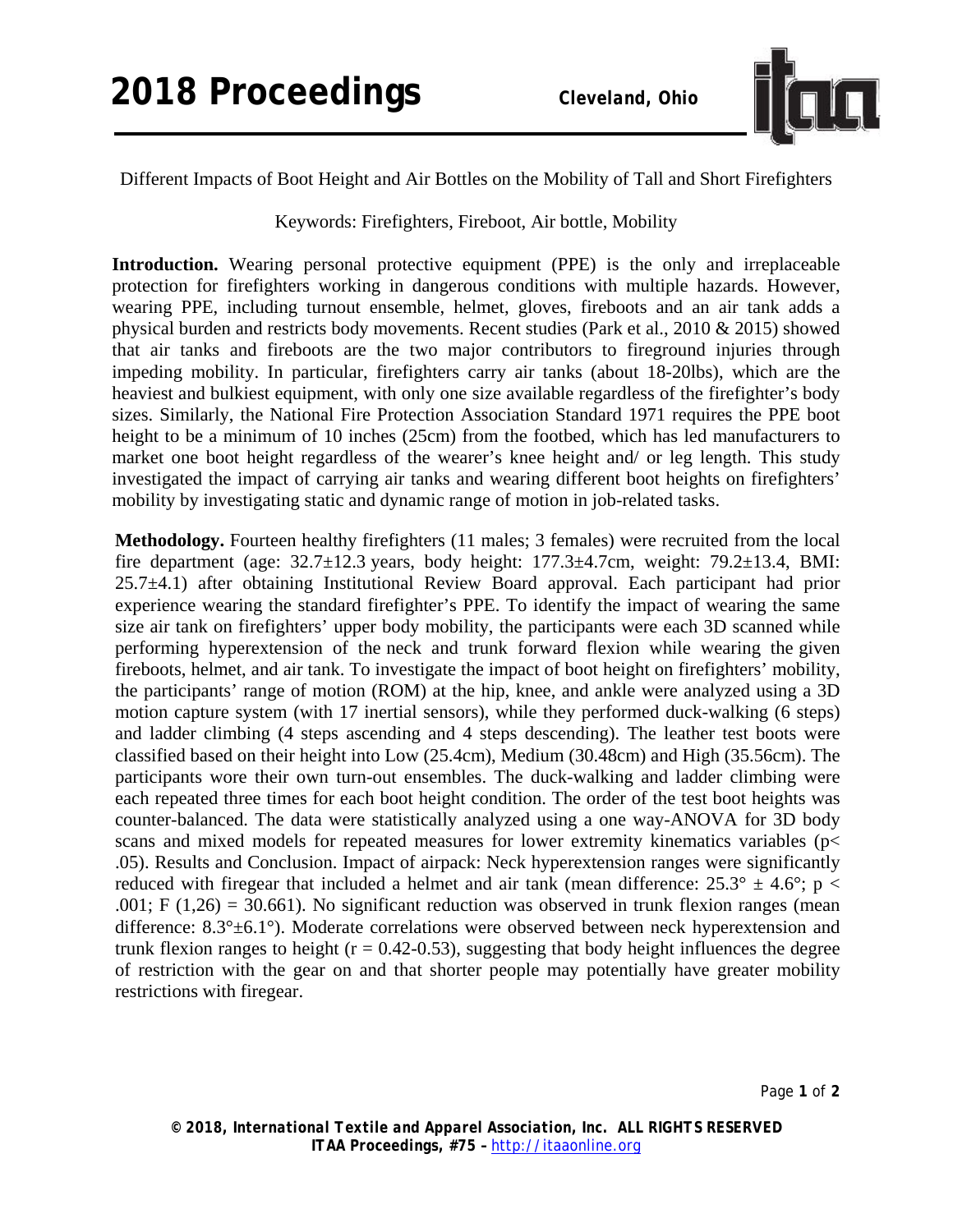# Different Impacts of Boot Height and Air Bottles on the Mobility of Tall and Short Firefighters

Keywords: Firefighters, Fireboot, Air bottle, Mobility

**Introduction.** Wearing personal protective equipment (PPE) is the only and irreplaceable protection for firefighters working in dangerous conditions with multiple hazards. However, wearing PPE, including turnout ensemble, helmet, gloves, fireboots and an air tank adds a physical burden and restricts body movements. Recent studies (Park et al., 2010 & 2015) showed that air tanks and fireboots are the two major contributors to fireground injuries through impeding mobility. In particular, firefighters carry air tanks (about 18-20lbs), which are the heaviest and bulkiest equipment, with only one size available regardless of the firefighter's body sizes. Similarly, the National Fire Protection Association Standard 1971 requires the PPE boot height to be a minimum of 10 inches (25cm) from the footbed, which has led manufacturers to market one boot height regardless of the wearer's knee height and/ or leg length. This study investigated the impact of carrying air tanks and wearing different boot heights on firefighters' mobility by investigating static and dynamic range of motion in job-related tasks.

**Methodology.** Fourteen healthy firefighters (11 males; 3 females) were recruited from the local fire department (age: 32.7±12.3 years, body height: 177.3±4.7cm, weight: 79.2±13.4, BMI: 25.7±4.1) after obtaining Institutional Review Board approval. Each participant had prior experience wearing the standard firefighter's PPE. To identify the impact of wearing the same size air tank on firefighters' upper body mobility, the participants were each 3D scanned while performing hyperextension of the neck and trunk forward flexion while wearing the given fireboots, helmet, and air tank. To investigate the impact of boot height on firefighters' mobility, the participants' range of motion (ROM) at the hip, knee, and ankle were analyzed using a 3D motion capture system (with 17 inertial sensors), while they performed duck-walking (6 steps) and ladder climbing (4 steps ascending and 4 steps descending). The leather test boots were classified based on their height into Low (25.4cm), Medium (30.48cm) and High (35.56cm). The participants wore their own turn-out ensembles. The duck-walking and ladder climbing were each repeated three times for each boot height condition. The order of the test boot heights was counter-balanced. The data were statistically analyzed using a one way-ANOVA for 3D body scans and mixed models for repeated measures for lower extremity kinematics variables ($p < .05$). Results and Conclusion. Impact of airpack: Neck hyperextension ranges were significantly reduced with firegear that included a helmet and air tank (mean difference: 25.3° ± 4.6°; $p < .001$; $F(1,26) = 30.661$). No significant reduction was observed in trunk flexion ranges (mean difference: 8.3°±6.1°). Moderate correlations were observed between neck hyperextension and trunk flexion ranges to height ($r = 0.42$-$0.53$), suggesting that body height influences the degree of restriction with the gear on and that shorter people may potentially have greater mobility restrictions with firegear.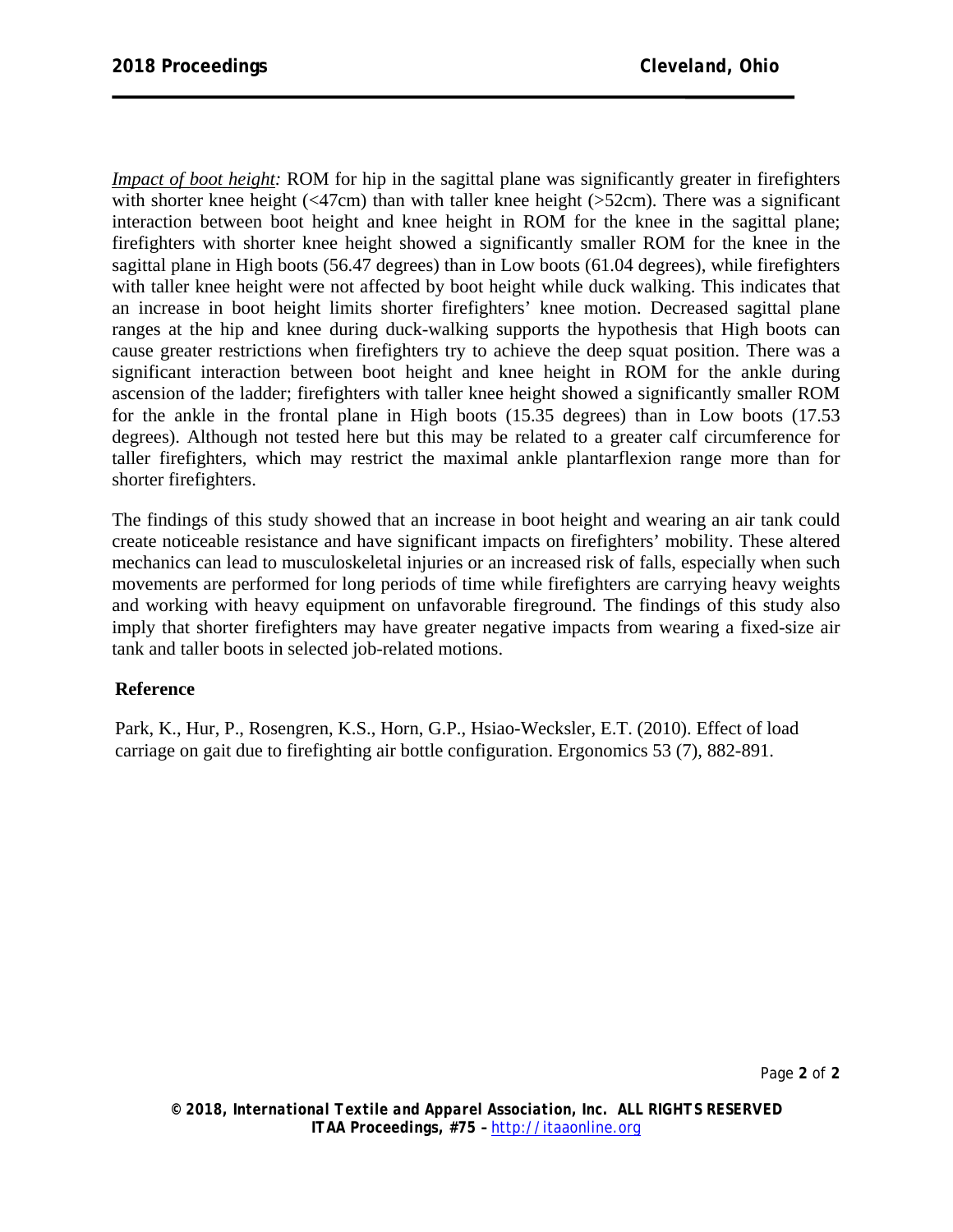*Impact of boot height:* ROM for hip in the sagittal plane was significantly greater in firefighters with shorter knee height (<47cm) than with taller knee height (>52cm). There was a significant interaction between boot height and knee height in ROM for the knee in the sagittal plane; firefighters with shorter knee height showed a significantly smaller ROM for the knee in the sagittal plane in High boots (56.47 degrees) than in Low boots (61.04 degrees), while firefighters with taller knee height were not affected by boot height while duck walking. This indicates that an increase in boot height limits shorter firefighters' knee motion. Decreased sagittal plane ranges at the hip and knee during duck-walking supports the hypothesis that High boots can cause greater restrictions when firefighters try to achieve the deep squat position. There was a significant interaction between boot height and knee height in ROM for the ankle during ascension of the ladder; firefighters with taller knee height showed a significantly smaller ROM for the ankle in the frontal plane in High boots (15.35 degrees) than in Low boots (17.53 degrees). Although not tested here but this may be related to a greater calf circumference for taller firefighters, which may restrict the maximal ankle plantarflexion range more than for shorter firefighters.

The findings of this study showed that an increase in boot height and wearing an air tank could create noticeable resistance and have significant impacts on firefighters' mobility. These altered mechanics can lead to musculoskeletal injuries or an increased risk of falls, especially when such movements are performed for long periods of time while firefighters are carrying heavy weights and working with heavy equipment on unfavorable fireground. The findings of this study also imply that shorter firefighters may have greater negative impacts from wearing a fixed-size air tank and taller boots in selected job-related motions.

## Reference

Park, K., Hur, P., Rosengren, K.S., Horn, G.P., Hsiao-Wecksler, E.T. (2010). Effect of load carriage on gait due to firefighting air bottle configuration. Ergonomics 53 (7), 882-891.